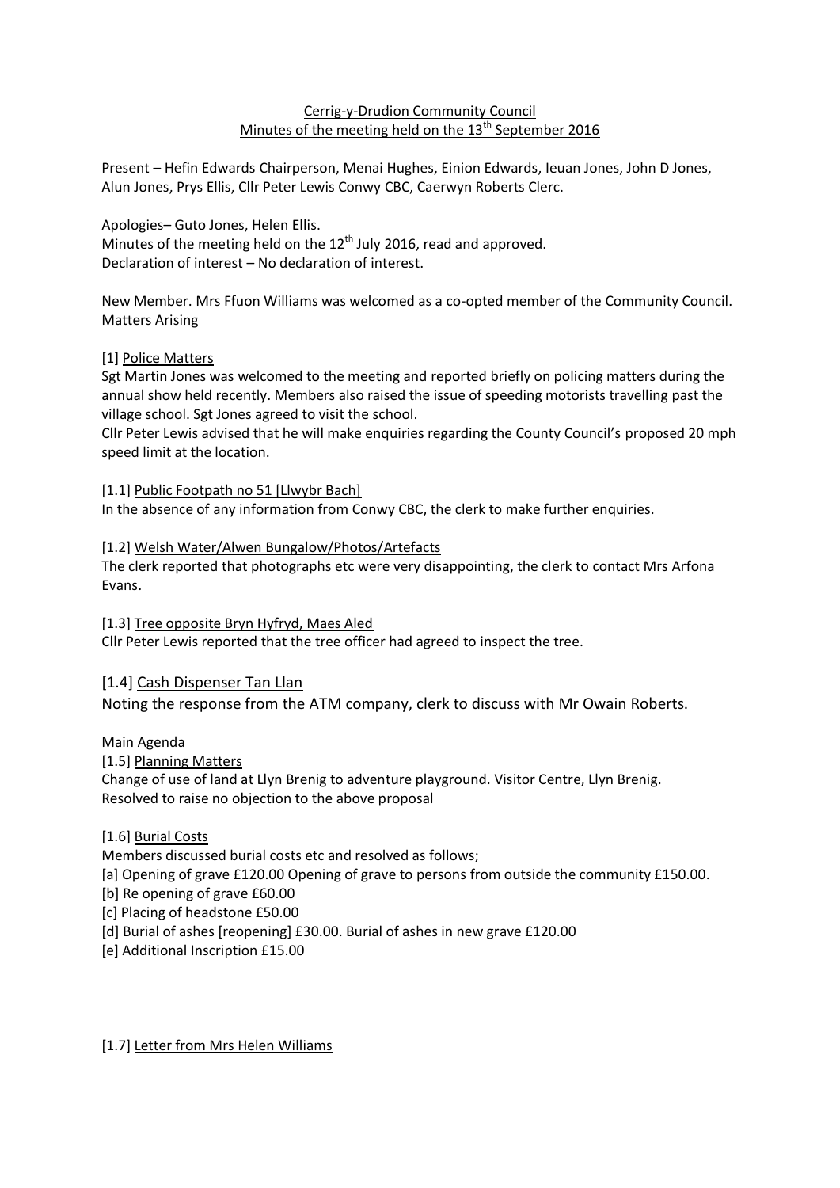<u>Cerrig-y-Drudion Community Council</u>
<u>Minutes of the meeting held on the 13th September 2016</u>

Present – Hefin Edwards Chairperson, Menai Hughes, Einion Edwards, Ieuan Jones, John D Jones, Alun Jones, Prys Ellis, Cllr Peter Lewis Conwy CBC, Caerwyn Roberts Clerc.

Apologies– Guto Jones, Helen Ellis.
Minutes of the meeting held on the 12th July 2016, read and approved.
Declaration of interest – No declaration of interest.

New Member. Mrs Ffuon Williams was welcomed as a co-opted member of the Community Council.
Matters Arising

[1] <u>Police Matters</u>
Sgt Martin Jones was welcomed to the meeting and reported briefly on policing matters during the annual show held recently. Members also raised the issue of speeding motorists travelling past the village school. Sgt Jones agreed to visit the school.
Cllr Peter Lewis advised that he will make enquiries regarding the County Council's proposed 20 mph speed limit at the location.

[1.1] <u>Public Footpath no 51 [Llwybr Bach]</u>
In the absence of any information from Conwy CBC, the clerk to make further enquiries.

[1.2] <u>Welsh Water/Alwen Bungalow/Photos/Artefacts</u>
The clerk reported that photographs etc were very disappointing, the clerk to contact Mrs Arfona Evans.

[1.3] <u>Tree opposite Bryn Hyfryd, Maes Aled</u>
Cllr Peter Lewis reported that the tree officer had agreed to inspect the tree.

[1.4] <u>Cash Dispenser Tan Llan</u>
Noting the response from the ATM company, clerk to discuss with Mr Owain Roberts.

Main Agenda
[1.5] <u>Planning Matters</u>
Change of use of land at Llyn Brenig to adventure playground. Visitor Centre, Llyn Brenig.
Resolved to raise no objection to the above proposal

[1.6] <u>Burial Costs</u>
Members discussed burial costs etc and resolved as follows;
[a] Opening of grave £120.00 Opening of grave to persons from outside the community £150.00.
[b] Re opening of grave £60.00
[c] Placing of headstone £50.00
[d] Burial of ashes [reopening] £30.00. Burial of ashes in new grave £120.00
[e] Additional Inscription £15.00

[1.7] <u>Letter from Mrs Helen Williams</u>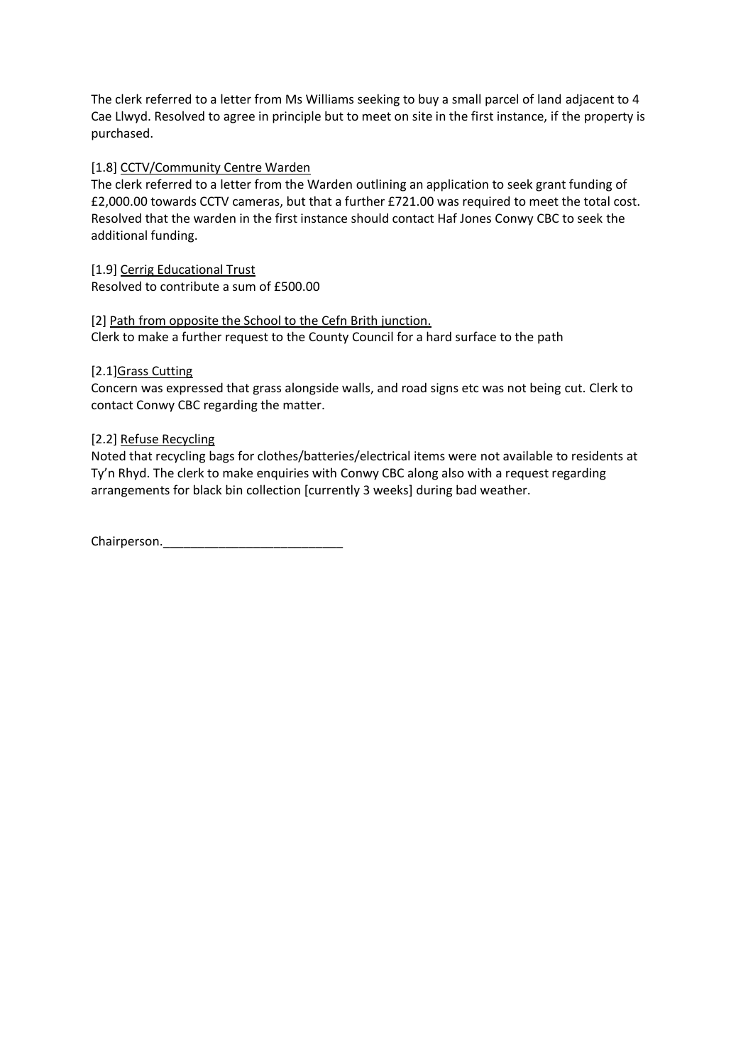The clerk referred to a letter from Ms Williams seeking to buy a small parcel of land adjacent to 4 Cae Llwyd. Resolved to agree in principle but to meet on site in the first instance, if the property is purchased.

[1.8] CCTV/Community Centre Warden
The clerk referred to a letter from the Warden outlining an application to seek grant funding of £2,000.00 towards CCTV cameras, but that a further £721.00 was required to meet the total cost. Resolved that the warden in the first instance should contact Haf Jones Conwy CBC to seek the additional funding.

[1.9] Cerrig Educational Trust
Resolved to contribute a sum of £500.00

[2] Path from opposite the School to the Cefn Brith junction.
Clerk to make a further request to the County Council for a hard surface to the path

[2.1]Grass Cutting
Concern was expressed that grass alongside walls, and road signs etc was not being cut. Clerk to contact Conwy CBC regarding the matter.

[2.2] Refuse Recycling
Noted that recycling bags for clothes/batteries/electrical items were not available to residents at Ty'n Rhyd. The clerk to make enquiries with Conwy CBC along also with a request regarding arrangements for black bin collection [currently 3 weeks] during bad weather.

Chairperson.__________________________